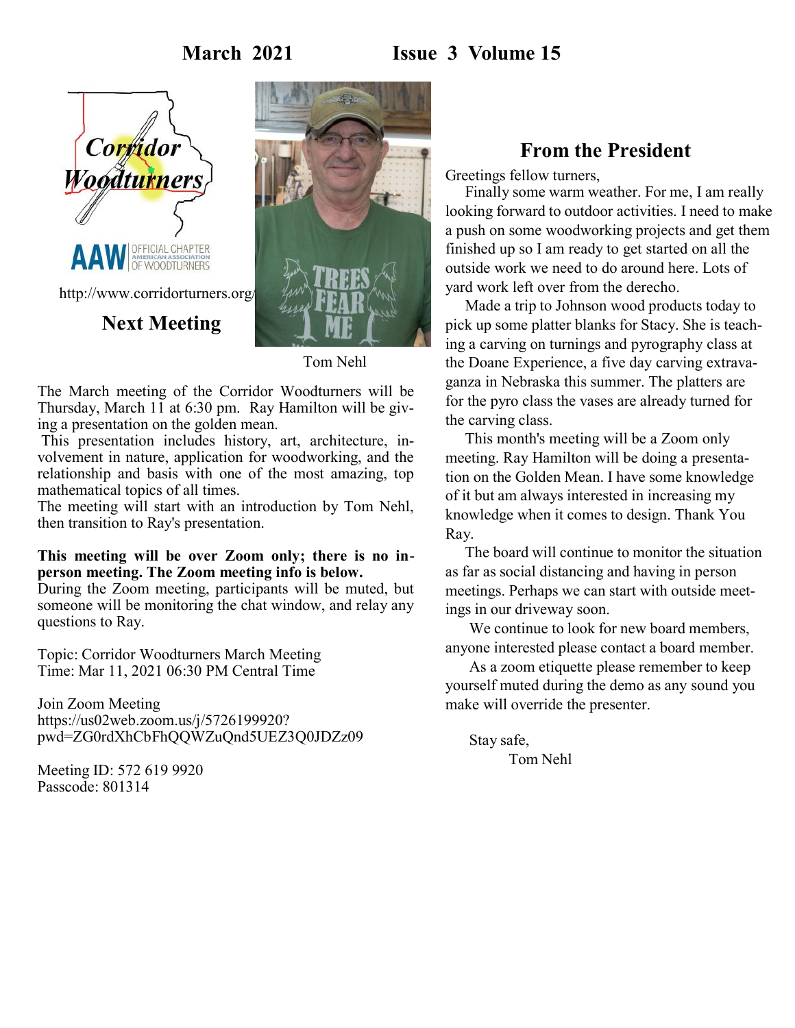March 2021 Issue 3 Volume 15

Corridor Woodturners

AAW OFFICIAL CHAPTER AMERICAN ASSOCIATION OF WOODTURNERS

http://www.corridorturners.org/

## Next Meeting

Tom Nehl

The March meeting of the Corridor Woodturners will be Thursday, March 11 at 6:30 pm. Ray Hamilton will be giving a presentation on the golden mean.

This presentation includes history, art, architecture, involvement in nature, application for woodworking, and the relationship and basis with one of the most amazing, top mathematical topics of all times.

The meeting will start with an introduction by Tom Nehl, then transition to Ray's presentation.

**This meeting will be over Zoom only; there is no in-person meeting. The Zoom meeting info is below.**

During the Zoom meeting, participants will be muted, but someone will be monitoring the chat window, and relay any questions to Ray.

Topic: Corridor Woodturners March Meeting
Time: Mar 11, 2021 06:30 PM Central Time

Join Zoom Meeting
https://us02web.zoom.us/j/5726199920?pwd=ZG0rdXhCbFhQQWZuQnd5UEZ3Q0JDZz09

Meeting ID: 572 619 9920
Passcode: 801314

## From the President

Greetings fellow turners,

Finally some warm weather. For me, I am really looking forward to outdoor activities. I need to make a push on some woodworking projects and get them finished up so I am ready to get started on all the outside work we need to do around here. Lots of yard work left over from the derecho.

Made a trip to Johnson wood products today to pick up some platter blanks for Stacy. She is teaching a carving on turnings and pyrography class at the Doane Experience, a five day carving extravaganza in Nebraska this summer. The platters are for the pyro class the vases are already turned for the carving class.

This month's meeting will be a Zoom only meeting. Ray Hamilton will be doing a presentation on the Golden Mean. I have some knowledge of it but am always interested in increasing my knowledge when it comes to design. Thank You Ray.

The board will continue to monitor the situation as far as social distancing and having in person meetings. Perhaps we can start with outside meetings in our driveway soon.

We continue to look for new board members, anyone interested please contact a board member.

As a zoom etiquette please remember to keep yourself muted during the demo as any sound you make will override the presenter.

Stay safe,
Tom Nehl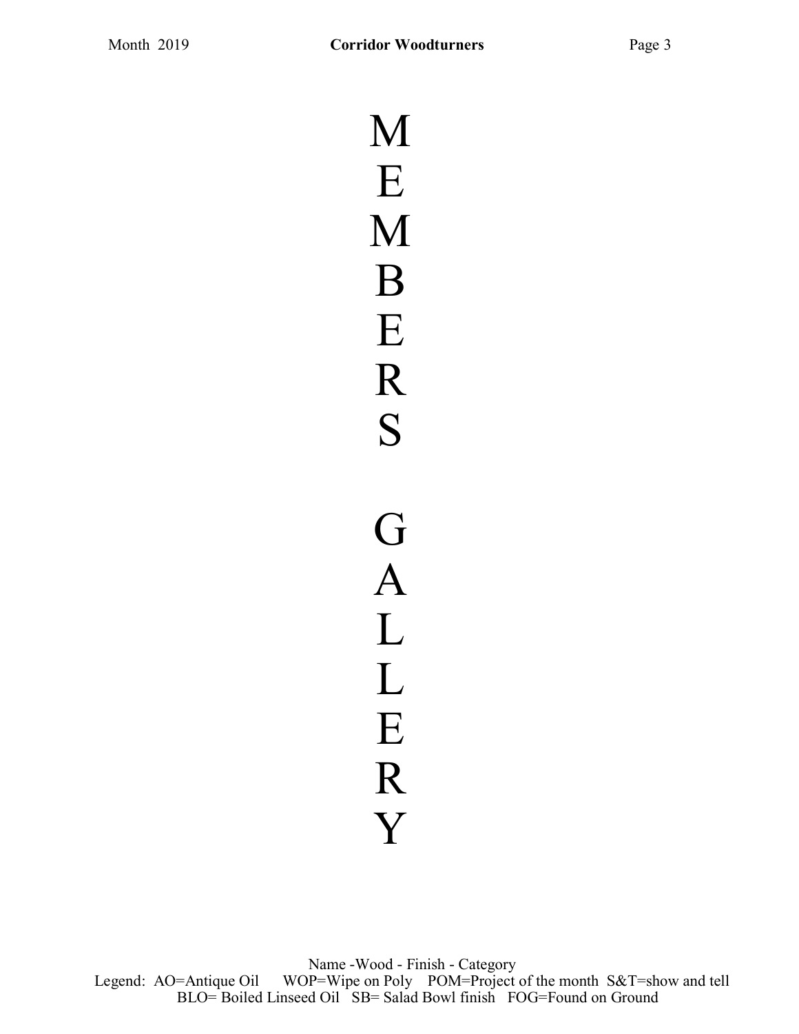# MEMBERS GALLERY

Name -Wood - Finish - Category

Legend: AO=Antique Oil WOP=Wipe on Poly POM=Project of the month S&T=show and tell BLO= Boiled Linseed Oil SB= Salad Bowl finish FOG=Found on Ground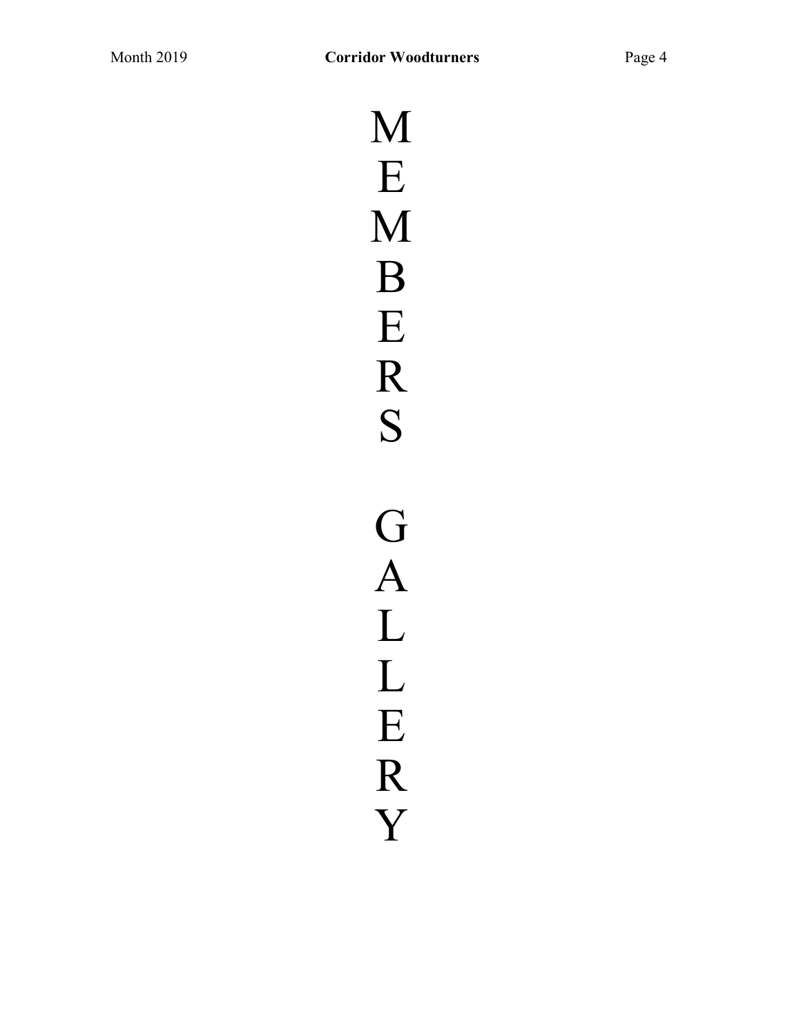# MEMBERS GALLERY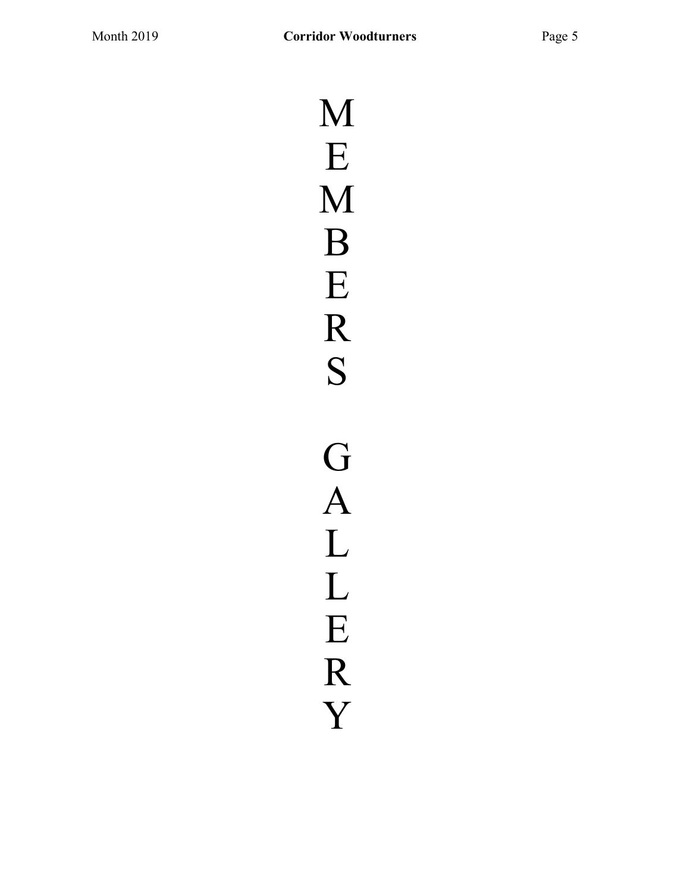# MEMBERS GALLERY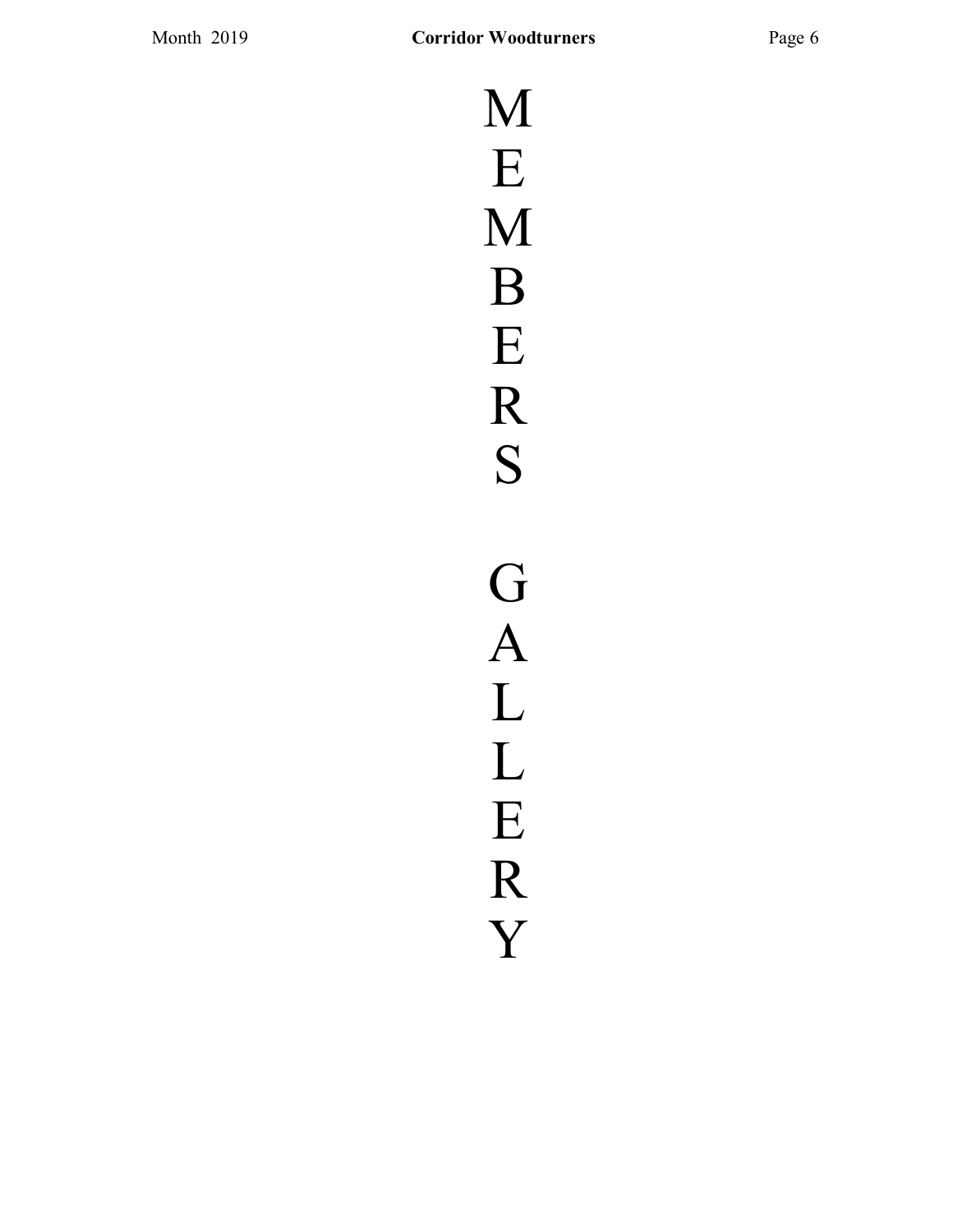# MEMBERS GALLERY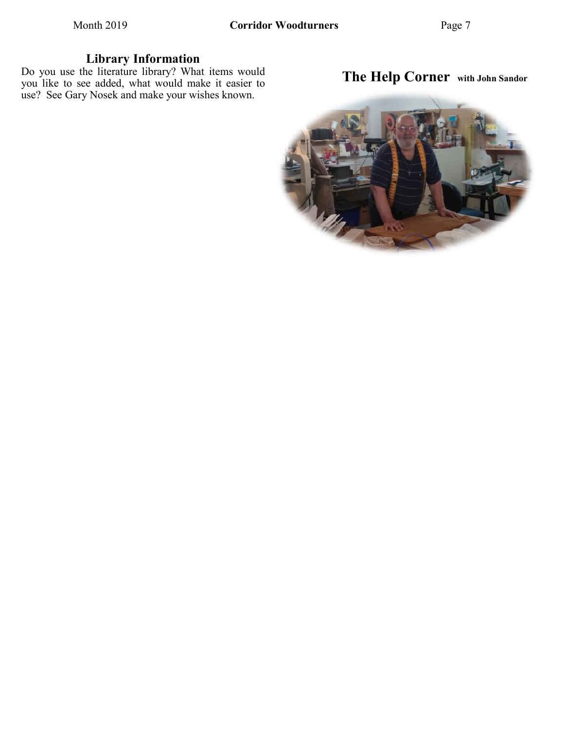## Library Information

Do you use the literature library? What items would you like to see added, what would make it easier to use? See Gary Nosek and make your wishes known.

## The Help Corner **with John Sandor**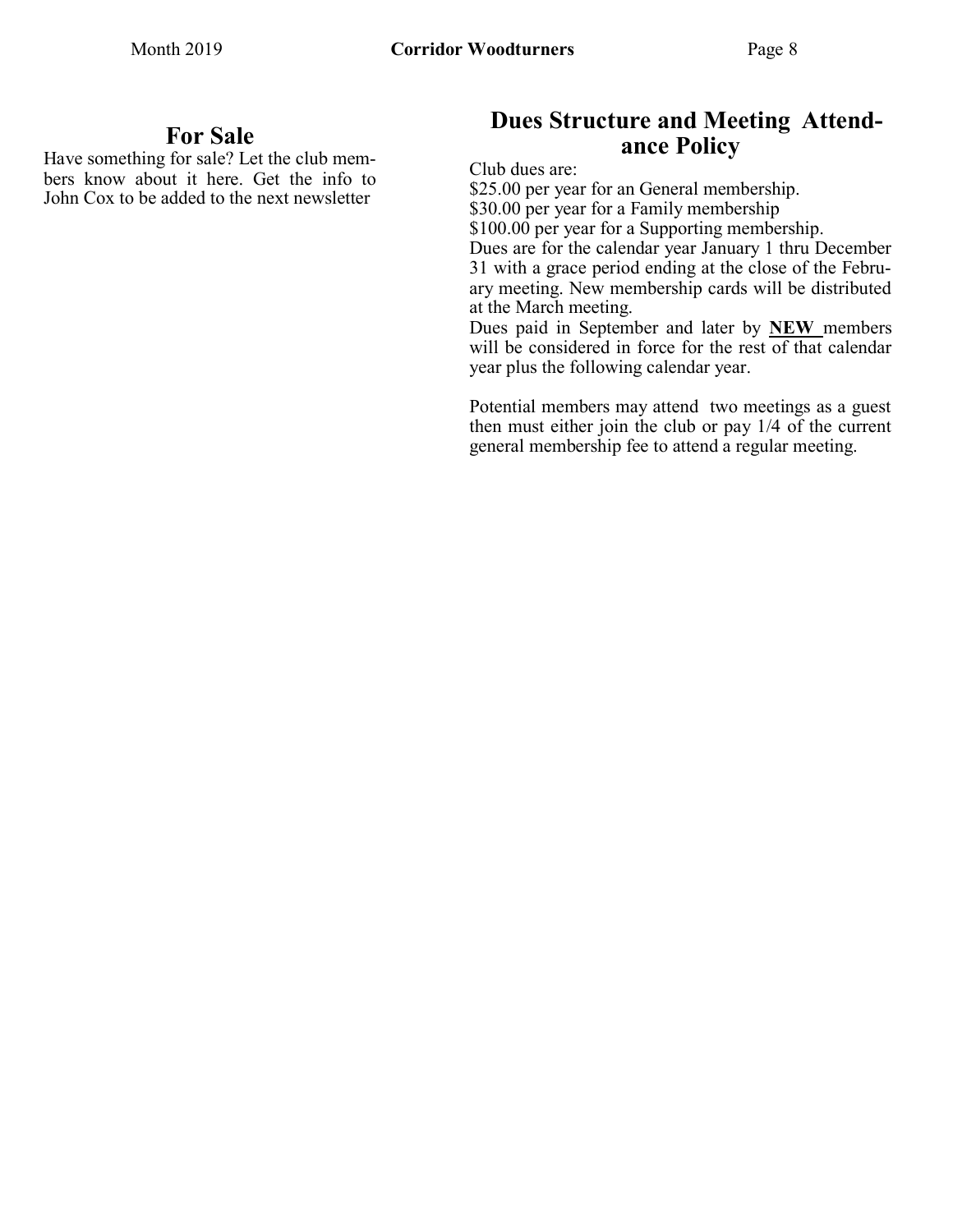## For Sale

Have something for sale? Let the club members know about it here. Get the info to John Cox to be added to the next newsletter

## Dues Structure and Meeting Attendance Policy

Club dues are:

$25.00 per year for an General membership.

$30.00 per year for a Family membership

$100.00 per year for a Supporting membership.

Dues are for the calendar year January 1 thru December 31 with a grace period ending at the close of the February meeting. New membership cards will be distributed at the March meeting.

Dues paid in September and later by **NEW** members will be considered in force for the rest of that calendar year plus the following calendar year.

Potential members may attend two meetings as a guest then must either join the club or pay 1/4 of the current general membership fee to attend a regular meeting.